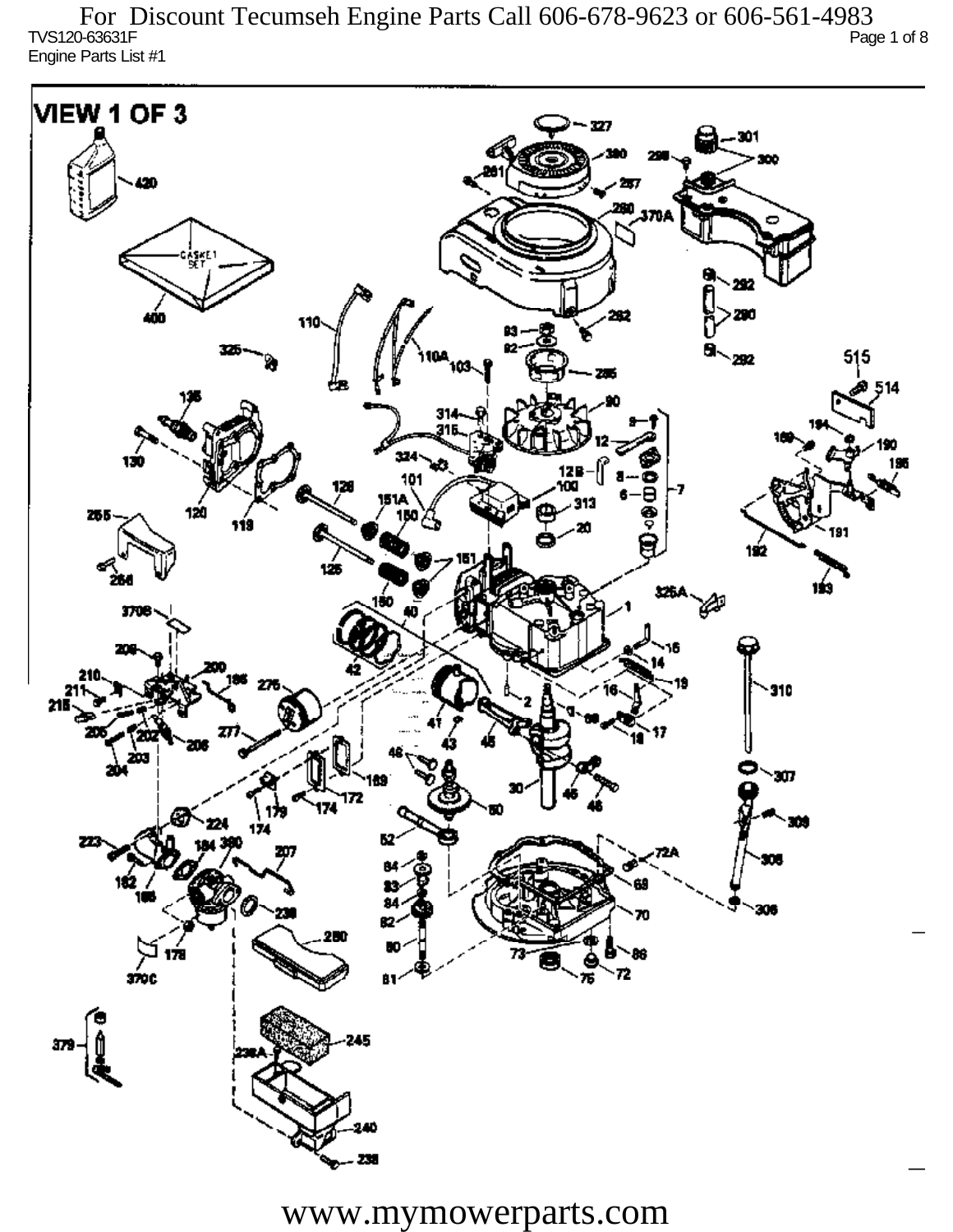For Discount Tecumseh Engine Parts Call 606-678-9623 or 606-561-4983

TVS120-63631F

Engine Parts List #1

VIEW 1 OF 3

www.mymowerparts.com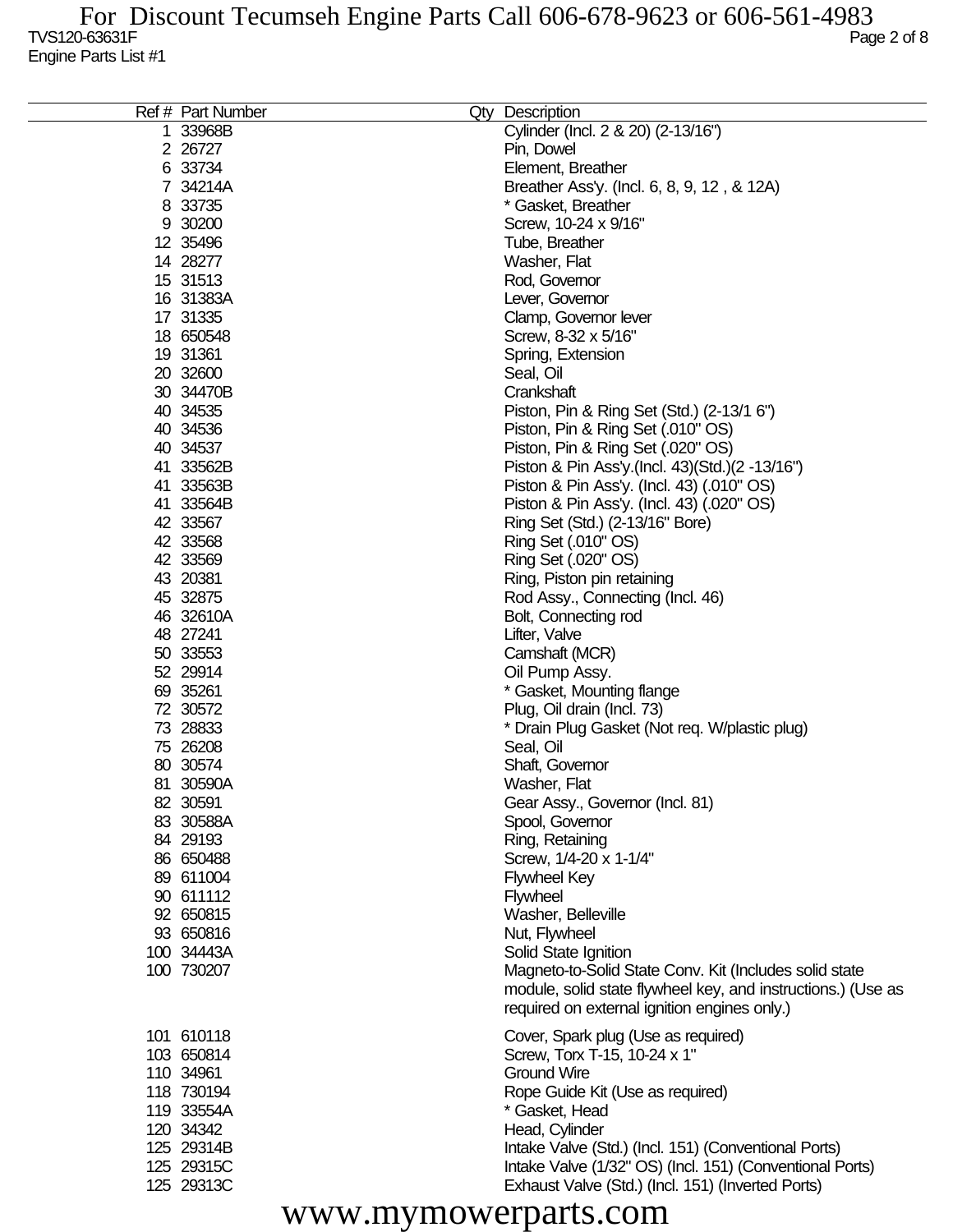TVS120-63631F

Engine Parts List #1

| Ref # | Part Number | Qty | Description |
|---|---|---|---|
| 1 | 33968B | | Cylinder (Incl. 2 & 20) (2-13/16") |
| 2 | 26727 | | Pin, Dowel |
| 6 | 33734 | | Element, Breather |
| 7 | 34214A | | Breather Ass'y. (Incl. 6, 8, 9, 12 , & 12A) |
| 8 | 33735 | | * Gasket, Breather |
| 9 | 30200 | | Screw, 10-24 x 9/16" |
| 12 | 35496 | | Tube, Breather |
| 14 | 28277 | | Washer, Flat |
| 15 | 31513 | | Rod, Governor |
| 16 | 31383A | | Lever, Governor |
| 17 | 31335 | | Clamp, Governor lever |
| 18 | 650548 | | Screw, 8-32 x 5/16" |
| 19 | 31361 | | Spring, Extension |
| 20 | 32600 | | Seal, Oil |
| 30 | 34470B | | Crankshaft |
| 40 | 34535 | | Piston, Pin & Ring Set (Std.) (2-13/1 6") |
| 40 | 34536 | | Piston, Pin & Ring Set (.010" OS) |
| 40 | 34537 | | Piston, Pin & Ring Set (.020" OS) |
| 41 | 33562B | | Piston & Pin Ass'y.(Incl. 43)(Std.)(2 -13/16") |
| 41 | 33563B | | Piston & Pin Ass'y. (Incl. 43) (.010" OS) |
| 41 | 33564B | | Piston & Pin Ass'y. (Incl. 43) (.020" OS) |
| 42 | 33567 | | Ring Set (Std.) (2-13/16" Bore) |
| 42 | 33568 | | Ring Set (.010" OS) |
| 42 | 33569 | | Ring Set (.020" OS) |
| 43 | 20381 | | Ring, Piston pin retaining |
| 45 | 32875 | | Rod Assy., Connecting (Incl. 46) |
| 46 | 32610A | | Bolt, Connecting rod |
| 48 | 27241 | | Lifter, Valve |
| 50 | 33553 | | Camshaft (MCR) |
| 52 | 29914 | | Oil Pump Assy. |
| 69 | 35261 | | * Gasket, Mounting flange |
| 72 | 30572 | | Plug, Oil drain (Incl. 73) |
| 73 | 28833 | | * Drain Plug Gasket (Not req. W/plastic plug) |
| 75 | 26208 | | Seal, Oil |
| 80 | 30574 | | Shaft, Governor |
| 81 | 30590A | | Washer, Flat |
| 82 | 30591 | | Gear Assy., Governor (Incl. 81) |
| 83 | 30588A | | Spool, Governor |
| 84 | 29193 | | Ring, Retaining |
| 86 | 650488 | | Screw, 1/4-20 x 1-1/4" |
| 89 | 611004 | | Flywheel Key |
| 90 | 611112 | | Flywheel |
| 92 | 650815 | | Washer, Belleville |
| 93 | 650816 | | Nut, Flywheel |
| 100 | 34443A | | Solid State Ignition |
| 100 | 730207 | | Magneto-to-Solid State Conv. Kit (Includes solid state module, solid state flywheel key, and instructions.) (Use as required on external ignition engines only.) |
| 101 | 610118 | | Cover, Spark plug (Use as required) |
| 103 | 650814 | | Screw, Torx T-15, 10-24 x 1" |
| 110 | 34961 | | Ground Wire |
| 118 | 730194 | | Rope Guide Kit (Use as required) |
| 119 | 33554A | | * Gasket, Head |
| 120 | 34342 | | Head, Cylinder |
| 125 | 29314B | | Intake Valve (Std.) (Incl. 151) (Conventional Ports) |
| 125 | 29315C | | Intake Valve (1/32" OS) (Incl. 151) (Conventional Ports) |
| 125 | 29313C | | Exhaust Valve (Std.) (Incl. 151) (Inverted Ports) |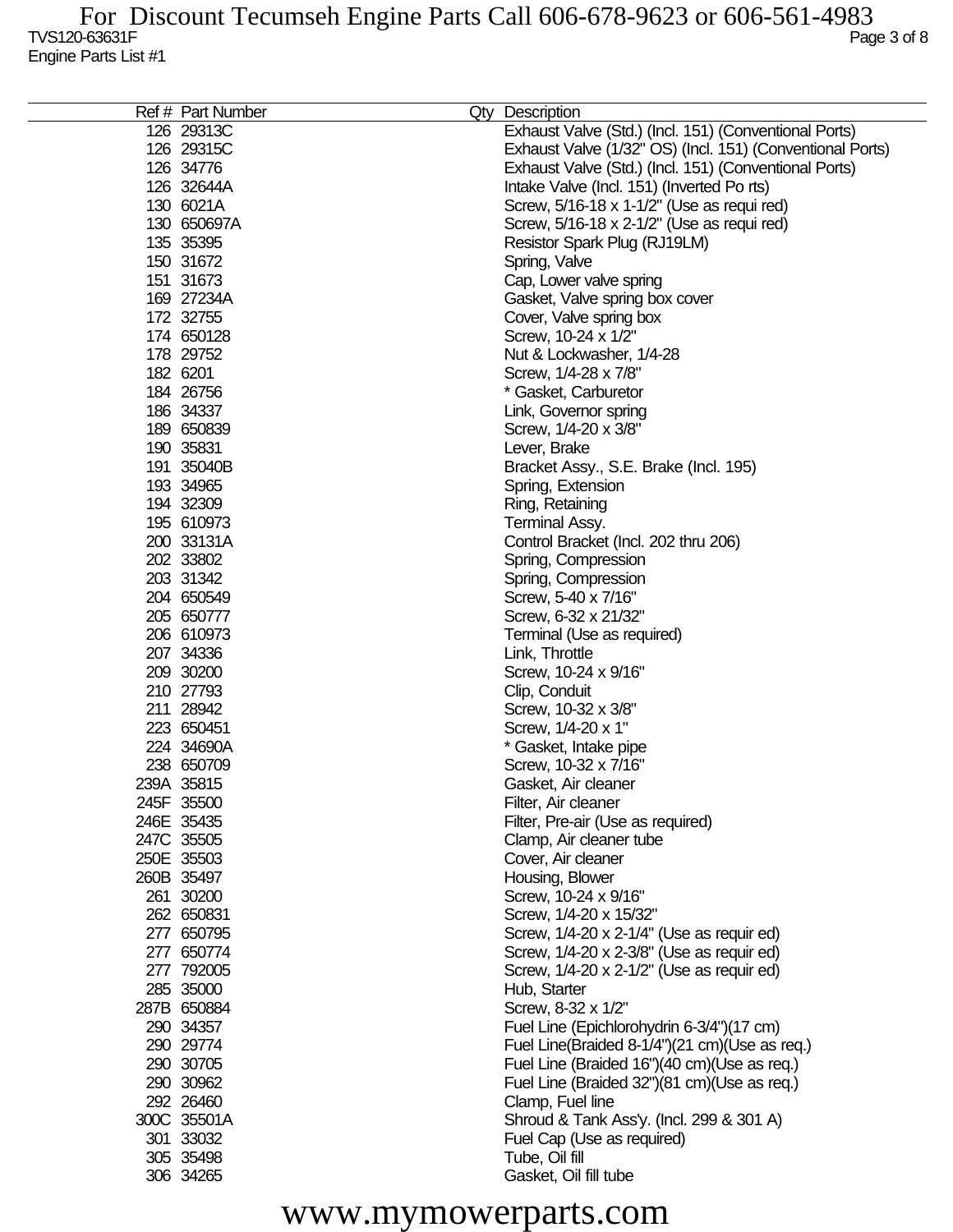For Discount Tecumseh Engine Parts Call 606-678-9623 or 606-561-4983

TVS120-63631F

Engine Parts List #1

| Ref # | Part Number | Qty | Description |
|---|---|---|---|
| 126 | 29313C | | Exhaust Valve (Std.) (Incl. 151) (Conventional Ports) |
| 126 | 29315C | | Exhaust Valve (1/32" OS) (Incl. 151) (Conventional Ports) |
| 126 | 34776 | | Exhaust Valve (Std.) (Incl. 151) (Conventional Ports) |
| 126 | 32644A | | Intake Valve (Incl. 151) (Inverted Po rts) |
| 130 | 6021A | | Screw, 5/16-18 x 1-1/2" (Use as requi red) |
| 130 | 650697A | | Screw, 5/16-18 x 2-1/2" (Use as requi red) |
| 135 | 35395 | | Resistor Spark Plug (RJ19LM) |
| 150 | 31672 | | Spring, Valve |
| 151 | 31673 | | Cap, Lower valve spring |
| 169 | 27234A | | Gasket, Valve spring box cover |
| 172 | 32755 | | Cover, Valve spring box |
| 174 | 650128 | | Screw, 10-24 x 1/2" |
| 178 | 29752 | | Nut & Lockwasher, 1/4-28 |
| 182 | 6201 | | Screw, 1/4-28 x 7/8" |
| 184 | 26756 | | * Gasket, Carburetor |
| 186 | 34337 | | Link, Governor spring |
| 189 | 650839 | | Screw, 1/4-20 x 3/8" |
| 190 | 35831 | | Lever, Brake |
| 191 | 35040B | | Bracket Assy., S.E. Brake (Incl. 195) |
| 193 | 34965 | | Spring, Extension |
| 194 | 32309 | | Ring, Retaining |
| 195 | 610973 | | Terminal Assy. |
| 200 | 33131A | | Control Bracket (Incl. 202 thru 206) |
| 202 | 33802 | | Spring, Compression |
| 203 | 31342 | | Spring, Compression |
| 204 | 650549 | | Screw, 5-40 x 7/16" |
| 205 | 650777 | | Screw, 6-32 x 21/32" |
| 206 | 610973 | | Terminal (Use as required) |
| 207 | 34336 | | Link, Throttle |
| 209 | 30200 | | Screw, 10-24 x 9/16" |
| 210 | 27793 | | Clip, Conduit |
| 211 | 28942 | | Screw, 10-32 x 3/8" |
| 223 | 650451 | | Screw, 1/4-20 x 1" |
| 224 | 34690A | | * Gasket, Intake pipe |
| 238 | 650709 | | Screw, 10-32 x 7/16" |
| 239A | 35815 | | Gasket, Air cleaner |
| 245F | 35500 | | Filter, Air cleaner |
| 246E | 35435 | | Filter, Pre-air (Use as required) |
| 247C | 35505 | | Clamp, Air cleaner tube |
| 250E | 35503 | | Cover, Air cleaner |
| 260B | 35497 | | Housing, Blower |
| 261 | 30200 | | Screw, 10-24 x 9/16" |
| 262 | 650831 | | Screw, 1/4-20 x 15/32" |
| 277 | 650795 | | Screw, 1/4-20 x 2-1/4" (Use as requir ed) |
| 277 | 650774 | | Screw, 1/4-20 x 2-3/8" (Use as requir ed) |
| 277 | 792005 | | Screw, 1/4-20 x 2-1/2" (Use as requir ed) |
| 285 | 35000 | | Hub, Starter |
| 287B | 650884 | | Screw, 8-32 x 1/2" |
| 290 | 34357 | | Fuel Line (Epichlorohydrin 6-3/4")(17 cm) |
| 290 | 29774 | | Fuel Line(Braided 8-1/4")(21 cm)(Use as req.) |
| 290 | 30705 | | Fuel Line (Braided 16")(40 cm)(Use as req.) |
| 290 | 30962 | | Fuel Line (Braided 32")(81 cm)(Use as req.) |
| 292 | 26460 | | Clamp, Fuel line |
| 300C | 35501A | | Shroud & Tank Ass'y. (Incl. 299 & 301 A) |
| 301 | 33032 | | Fuel Cap (Use as required) |
| 305 | 35498 | | Tube, Oil fill |
| 306 | 34265 | | Gasket, Oil fill tube |

www.mymowerparts.com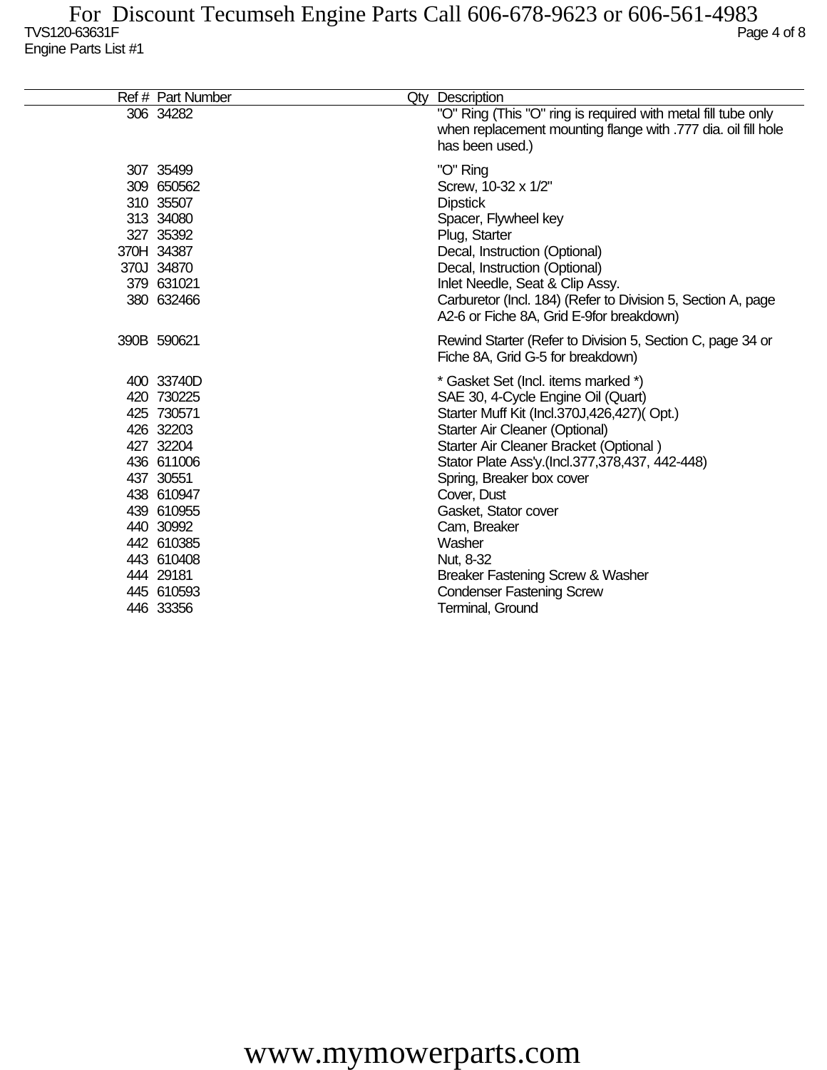| Ref # | Part Number | Qty | Description |
|---|---|---|---|
| 306 | 34282 | | "O" Ring (This "O" ring is required with metal fill tube only when replacement mounting flange with .777 dia. oil fill hole has been used.) |
| 307 | 35499 | | "O" Ring |
| 309 | 650562 | | Screw, 10-32 x 1/2" |
| 310 | 35507 | | Dipstick |
| 313 | 34080 | | Spacer, Flywheel key |
| 327 | 35392 | | Plug, Starter |
| 370H | 34387 | | Decal, Instruction (Optional) |
| 370J | 34870 | | Decal, Instruction (Optional) |
| 379 | 631021 | | Inlet Needle, Seat & Clip Assy. |
| 380 | 632466 | | Carburetor (Incl. 184) (Refer to Division 5, Section A, page A2-6 or Fiche 8A, Grid E-9for breakdown) |
| 390B | 590621 | | Rewind Starter (Refer to Division 5, Section C, page 34 or Fiche 8A, Grid G-5 for breakdown) |
| 400 | 33740D | | * Gasket Set (Incl. items marked *) |
| 420 | 730225 | | SAE 30, 4-Cycle Engine Oil (Quart) |
| 425 | 730571 | | Starter Muff Kit (Incl.370J,426,427)( Opt.) |
| 426 | 32203 | | Starter Air Cleaner (Optional) |
| 427 | 32204 | | Starter Air Cleaner Bracket (Optional ) |
| 436 | 611006 | | Stator Plate Ass'y.(Incl.377,378,437, 442-448) |
| 437 | 30551 | | Spring, Breaker box cover |
| 438 | 610947 | | Cover, Dust |
| 439 | 610955 | | Gasket, Stator cover |
| 440 | 30992 | | Cam, Breaker |
| 442 | 610385 | | Washer |
| 443 | 610408 | | Nut, 8-32 |
| 444 | 29181 | | Breaker Fastening Screw & Washer |
| 445 | 610593 | | Condenser Fastening Screw |
| 446 | 33356 | | Terminal, Ground |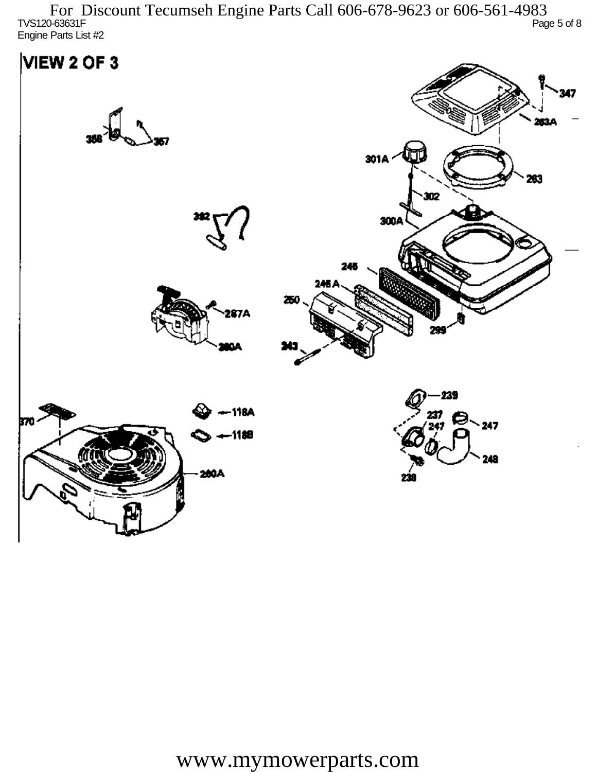# VIEW 2 OF 3

356 357 347 263A 301A 263 302 392 300A 245 245 A 250 287A 299 260A 243 239 118A 237 247 247 370 118B 248 238 260A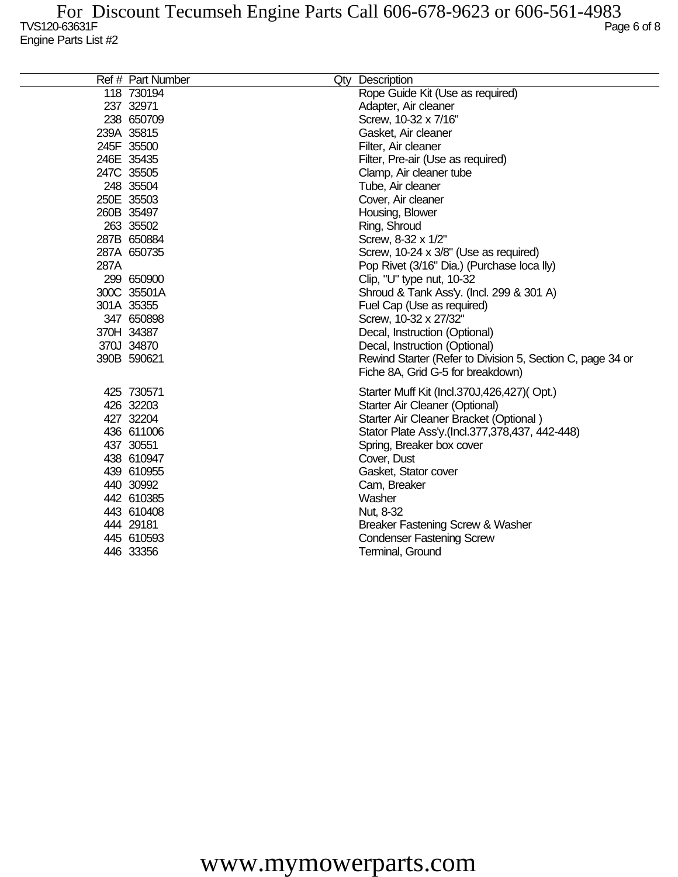| Ref # | Part Number | Qty | Description |
|---|---|---|---|
| 118 | 730194 | | Rope Guide Kit (Use as required) |
| 237 | 32971 | | Adapter, Air cleaner |
| 238 | 650709 | | Screw, 10-32 x 7/16" |
| 239A | 35815 | | Gasket, Air cleaner |
| 245F | 35500 | | Filter, Air cleaner |
| 246E | 35435 | | Filter, Pre-air (Use as required) |
| 247C | 35505 | | Clamp, Air cleaner tube |
| 248 | 35504 | | Tube, Air cleaner |
| 250E | 35503 | | Cover, Air cleaner |
| 260B | 35497 | | Housing, Blower |
| 263 | 35502 | | Ring, Shroud |
| 287B | 650884 | | Screw, 8-32 x 1/2" |
| 287A | 650735 | | Screw, 10-24 x 3/8" (Use as required) |
| 287A | | | Pop Rivet (3/16" Dia.) (Purchase loca lly) |
| 299 | 650900 | | Clip, "U" type nut, 10-32 |
| 300C | 35501A | | Shroud & Tank Ass'y. (Incl. 299 & 301 A) |
| 301A | 35355 | | Fuel Cap (Use as required) |
| 347 | 650898 | | Screw, 10-32 x 27/32" |
| 370H | 34387 | | Decal, Instruction (Optional) |
| 370J | 34870 | | Decal, Instruction (Optional) |
| 390B | 590621 | | Rewind Starter (Refer to Division 5, Section C, page 34 or Fiche 8A, Grid G-5 for breakdown) |
| 425 | 730571 | | Starter Muff Kit (Incl.370J,426,427)( Opt.) |
| 426 | 32203 | | Starter Air Cleaner (Optional) |
| 427 | 32204 | | Starter Air Cleaner Bracket (Optional ) |
| 436 | 611006 | | Stator Plate Ass'y.(Incl.377,378,437, 442-448) |
| 437 | 30551 | | Spring, Breaker box cover |
| 438 | 610947 | | Cover, Dust |
| 439 | 610955 | | Gasket, Stator cover |
| 440 | 30992 | | Cam, Breaker |
| 442 | 610385 | | Washer |
| 443 | 610408 | | Nut, 8-32 |
| 444 | 29181 | | Breaker Fastening Screw & Washer |
| 445 | 610593 | | Condenser Fastening Screw |
| 446 | 33356 | | Terminal, Ground |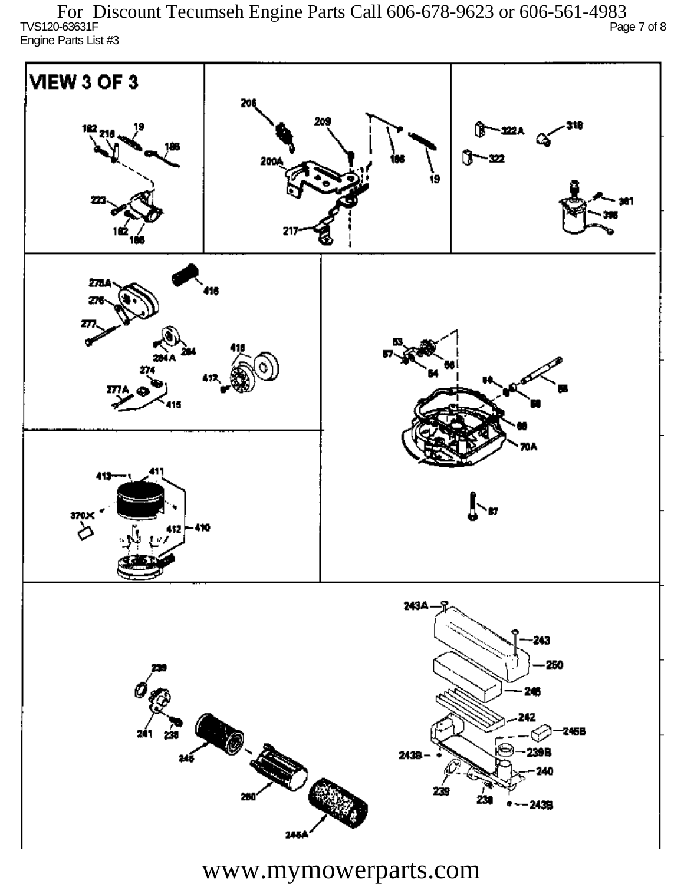# VIEW 3 OF 3

182, 218, 19, 186, 223, 182, 186

208, 209, 200A, 186, 19, 217

322A, 318, 322, 361, 395

278A, 416, 276, 277, 284A, 284, 418, 274, 417, 277A, 415

53, 57, 56, 54, 59, 55, 58, 66, 70A, 67

413, 411, 370X, 412, 410

243A, 243, 250, 246, 242, 245B, 243B, 239B, 240, 239, 238, 243B

239, 241, 238, 245, 260, 245A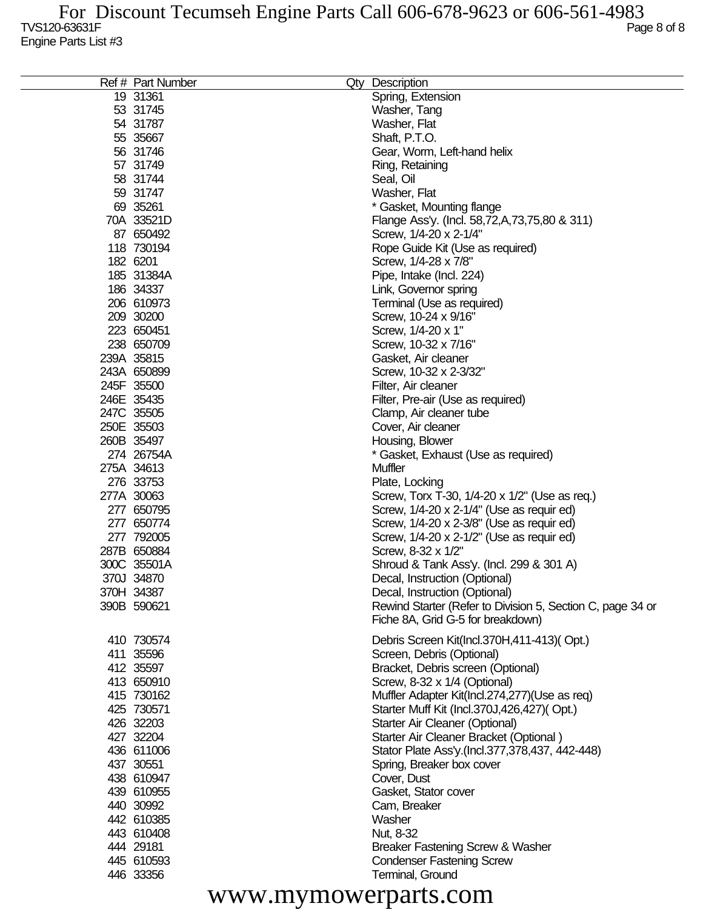TVS120-63631F

Engine Parts List #3

| Ref # | Part Number | Qty | Description |
|---|---|---|---|
| 19 | 31361 | | Spring, Extension |
| 53 | 31745 | | Washer, Tang |
| 54 | 31787 | | Washer, Flat |
| 55 | 35667 | | Shaft, P.T.O. |
| 56 | 31746 | | Gear, Worm, Left-hand helix |
| 57 | 31749 | | Ring, Retaining |
| 58 | 31744 | | Seal, Oil |
| 59 | 31747 | | Washer, Flat |
| 69 | 35261 | | * Gasket, Mounting flange |
| 70A | 33521D | | Flange Ass'y. (Incl. 58,72,A,73,75,80 & 311) |
| 87 | 650492 | | Screw, 1/4-20 x 2-1/4" |
| 118 | 730194 | | Rope Guide Kit (Use as required) |
| 182 | 6201 | | Screw, 1/4-28 x 7/8" |
| 185 | 31384A | | Pipe, Intake (Incl. 224) |
| 186 | 34337 | | Link, Governor spring |
| 206 | 610973 | | Terminal (Use as required) |
| 209 | 30200 | | Screw, 10-24 x 9/16" |
| 223 | 650451 | | Screw, 1/4-20 x 1" |
| 238 | 650709 | | Screw, 10-32 x 7/16" |
| 239A | 35815 | | Gasket, Air cleaner |
| 243A | 650899 | | Screw, 10-32 x 2-3/32" |
| 245F | 35500 | | Filter, Air cleaner |
| 246E | 35435 | | Filter, Pre-air (Use as required) |
| 247C | 35505 | | Clamp, Air cleaner tube |
| 250E | 35503 | | Cover, Air cleaner |
| 260B | 35497 | | Housing, Blower |
| 274 | 26754A | | * Gasket, Exhaust (Use as required) |
| 275A | 34613 | | Muffler |
| 276 | 33753 | | Plate, Locking |
| 277A | 30063 | | Screw, Torx T-30, 1/4-20 x 1/2" (Use as req.) |
| 277 | 650795 | | Screw, 1/4-20 x 2-1/4" (Use as requir ed) |
| 277 | 650774 | | Screw, 1/4-20 x 2-3/8" (Use as requir ed) |
| 277 | 792005 | | Screw, 1/4-20 x 2-1/2" (Use as requir ed) |
| 287B | 650884 | | Screw, 8-32 x 1/2" |
| 300C | 35501A | | Shroud & Tank Ass'y. (Incl. 299 & 301 A) |
| 370J | 34870 | | Decal, Instruction (Optional) |
| 370H | 34387 | | Decal, Instruction (Optional) |
| 390B | 590621 | | Rewind Starter (Refer to Division 5, Section C, page 34 or Fiche 8A, Grid G-5 for breakdown) |
| 410 | 730574 | | Debris Screen Kit(Incl.370H,411-413)( Opt.) |
| 411 | 35596 | | Screen, Debris (Optional) |
| 412 | 35597 | | Bracket, Debris screen (Optional) |
| 413 | 650910 | | Screw, 8-32 x 1/4 (Optional) |
| 415 | 730162 | | Muffler Adapter Kit(Incl.274,277)(Use as req) |
| 425 | 730571 | | Starter Muff Kit (Incl.370J,426,427)( Opt.) |
| 426 | 32203 | | Starter Air Cleaner (Optional) |
| 427 | 32204 | | Starter Air Cleaner Bracket (Optional ) |
| 436 | 611006 | | Stator Plate Ass'y.(Incl.377,378,437, 442-448) |
| 437 | 30551 | | Spring, Breaker box cover |
| 438 | 610947 | | Cover, Dust |
| 439 | 610955 | | Gasket, Stator cover |
| 440 | 30992 | | Cam, Breaker |
| 442 | 610385 | | Washer |
| 443 | 610408 | | Nut, 8-32 |
| 444 | 29181 | | Breaker Fastening Screw & Washer |
| 445 | 610593 | | Condenser Fastening Screw |
| 446 | 33356 | | Terminal, Ground |